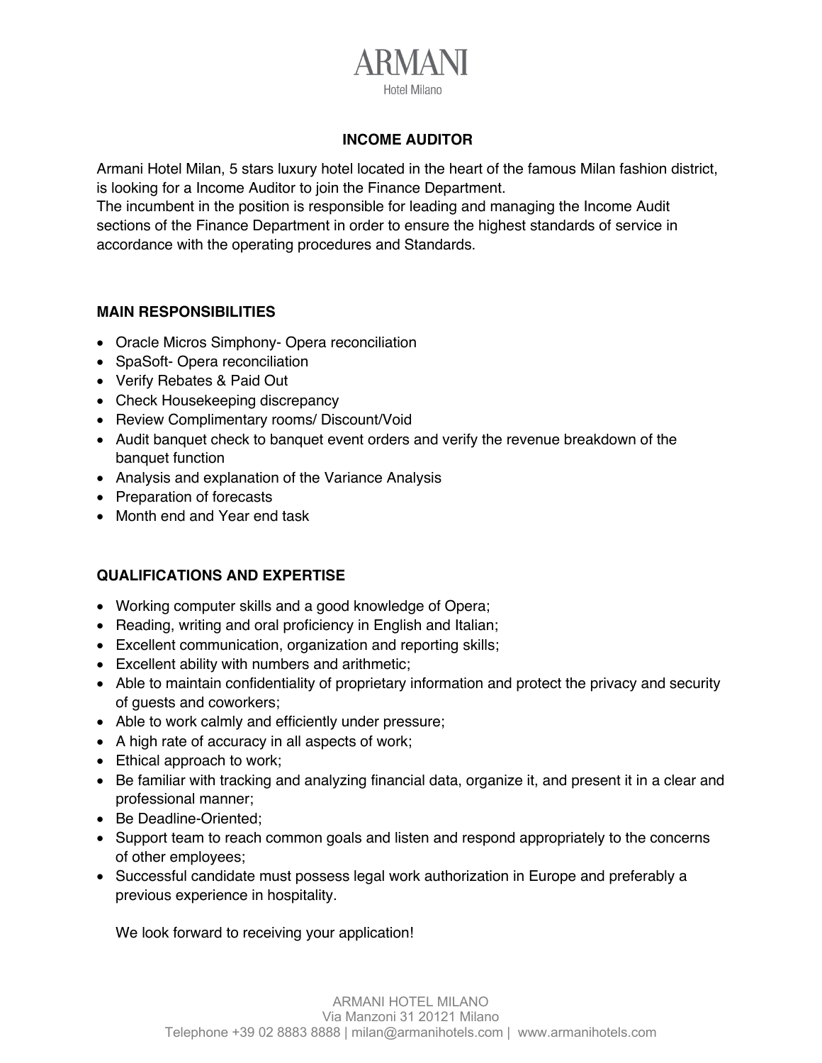# ARMANI

Hotel Milano

## INCOME AUDITOR

Armani Hotel Milan, 5 stars luxury hotel located in the heart of the famous Milan fashion district, is looking for a Income Auditor to join the Finance Department.
The incumbent in the position is responsible for leading and managing the Income Audit sections of the Finance Department in order to ensure the highest standards of service in accordance with the operating procedures and Standards.

### MAIN RESPONSIBILITIES

- Oracle Micros Simphony- Opera reconciliation
- SpaSoft- Opera reconciliation
- Verify Rebates & Paid Out
- Check Housekeeping discrepancy
- Review Complimentary rooms/ Discount/Void
- Audit banquet check to banquet event orders and verify the revenue breakdown of the banquet function
- Analysis and explanation of the Variance Analysis
- Preparation of forecasts
- Month end and Year end task

### QUALIFICATIONS AND EXPERTISE

- Working computer skills and a good knowledge of Opera;
- Reading, writing and oral proficiency in English and Italian;
- Excellent communication, organization and reporting skills;
- Excellent ability with numbers and arithmetic;
- Able to maintain confidentiality of proprietary information and protect the privacy and security of guests and coworkers;
- Able to work calmly and efficiently under pressure;
- A high rate of accuracy in all aspects of work;
- Ethical approach to work;
- Be familiar with tracking and analyzing financial data, organize it, and present it in a clear and professional manner;
- Be Deadline-Oriented;
- Support team to reach common goals and listen and respond appropriately to the concerns of other employees;
- Successful candidate must possess legal work authorization in Europe and preferably a previous experience in hospitality.

We look forward to receiving your application!

ARMANI HOTEL MILANO
Via Manzoni 31 20121 Milano
Telephone +39 02 8883 8888 | milan@armanihotels.com | www.armanihotels.com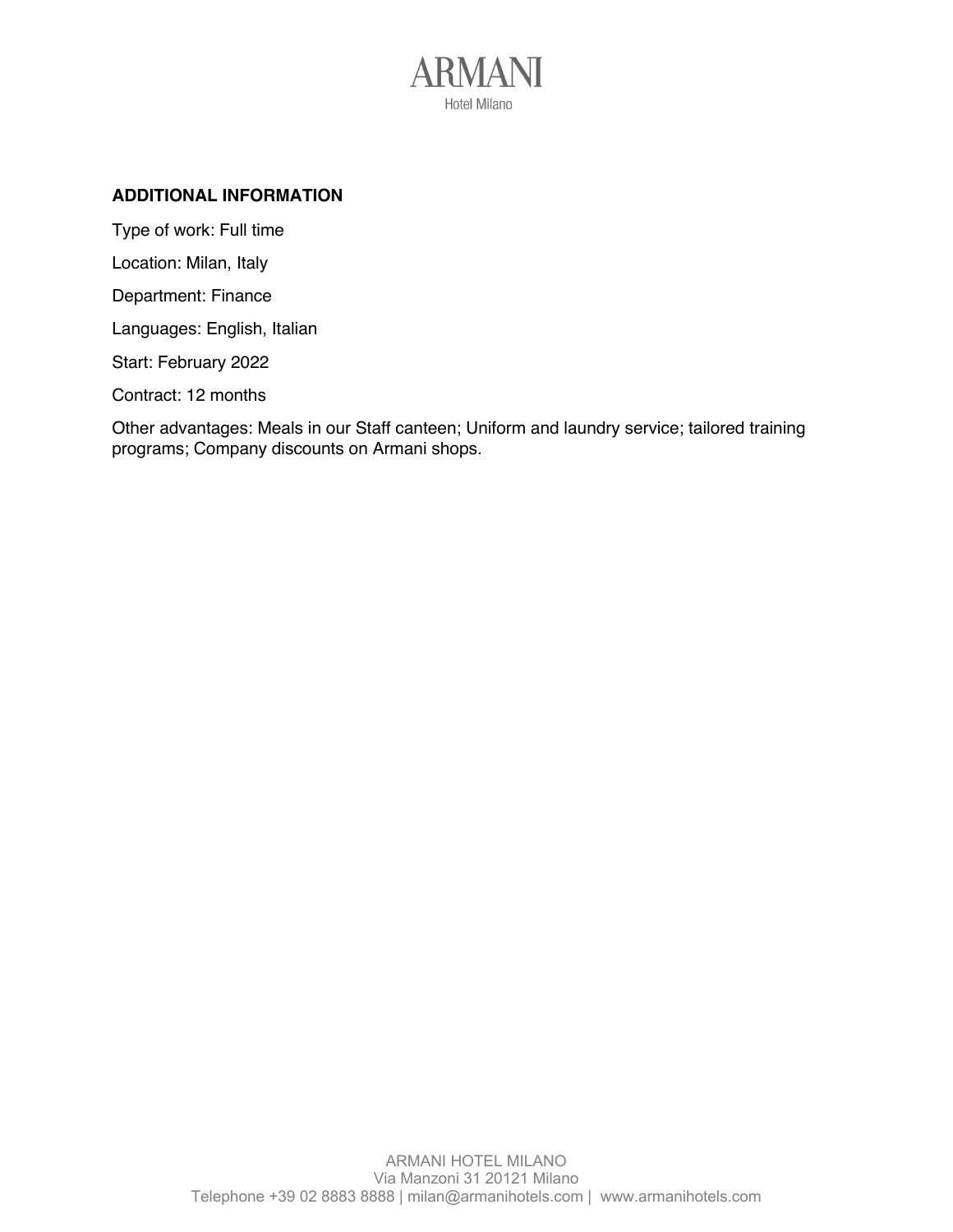## ADDITIONAL INFORMATION

Type of work: Full time

Location: Milan, Italy

Department: Finance

Languages: English, Italian

Start: February 2022

Contract: 12 months

Other advantages: Meals in our Staff canteen; Uniform and laundry service; tailored training programs; Company discounts on Armani shops.